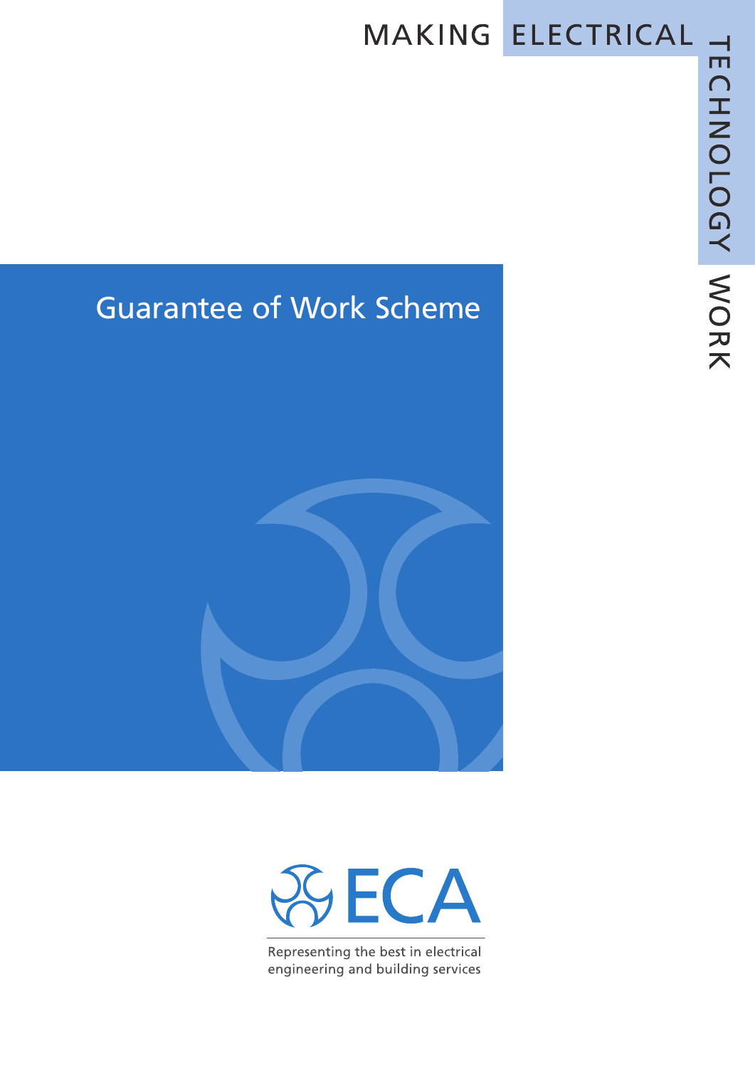MAKING ELECTRICAL TECHNOLOGY WORK

# Guarantee of Work Scheme

ECA

Representing the best in electrical engineering and building services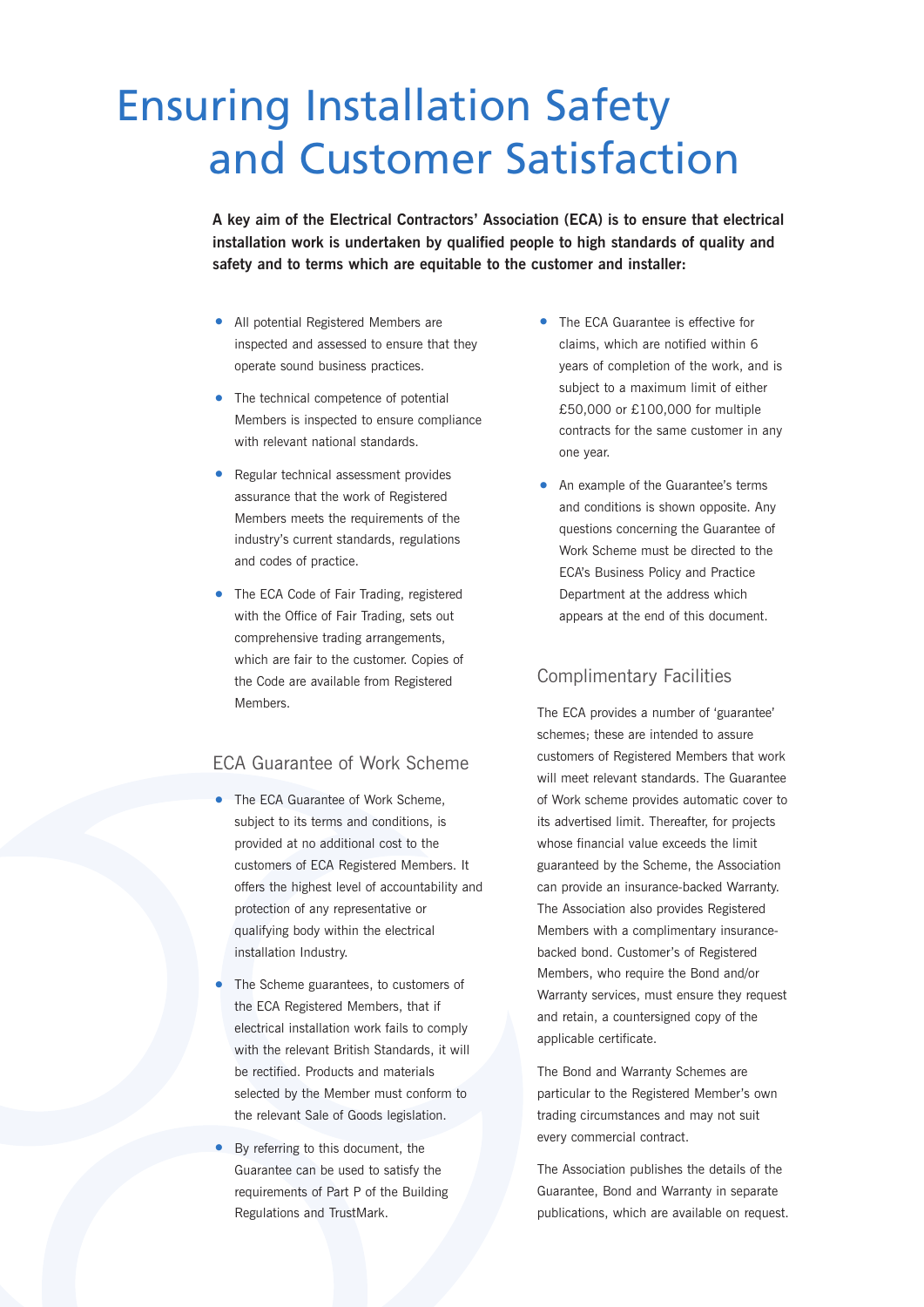# Ensuring Installation Safety and Customer Satisfaction

**A key aim of the Electrical Contractors' Association (ECA) is to ensure that electrical installation work is undertaken by qualified people to high standards of quality and safety and to terms which are equitable to the customer and installer:**

- All potential Registered Members are inspected and assessed to ensure that they operate sound business practices.
- The technical competence of potential Members is inspected to ensure compliance with relevant national standards.
- Regular technical assessment provides assurance that the work of Registered Members meets the requirements of the industry's current standards, regulations and codes of practice.
- The ECA Code of Fair Trading, registered with the Office of Fair Trading, sets out comprehensive trading arrangements, which are fair to the customer. Copies of the Code are available from Registered Members.

## ECA Guarantee of Work Scheme

- The ECA Guarantee of Work Scheme, subject to its terms and conditions, is provided at no additional cost to the customers of ECA Registered Members. It offers the highest level of accountability and protection of any representative or qualifying body within the electrical installation Industry.
- The Scheme guarantees, to customers of the ECA Registered Members, that if electrical installation work fails to comply with the relevant British Standards, it will be rectified. Products and materials selected by the Member must conform to the relevant Sale of Goods legislation.
- By referring to this document, the Guarantee can be used to satisfy the requirements of Part P of the Building Regulations and TrustMark.
- The ECA Guarantee is effective for claims, which are notified within 6 years of completion of the work, and is subject to a maximum limit of either £50,000 or £100,000 for multiple contracts for the same customer in any one year.
- An example of the Guarantee's terms and conditions is shown opposite. Any questions concerning the Guarantee of Work Scheme must be directed to the ECA's Business Policy and Practice Department at the address which appears at the end of this document.

## Complimentary Facilities

The ECA provides a number of 'guarantee' schemes; these are intended to assure customers of Registered Members that work will meet relevant standards. The Guarantee of Work scheme provides automatic cover to its advertised limit. Thereafter, for projects whose financial value exceeds the limit guaranteed by the Scheme, the Association can provide an insurance-backed Warranty. The Association also provides Registered Members with a complimentary insurance-backed bond. Customer's of Registered Members, who require the Bond and/or Warranty services, must ensure they request and retain, a countersigned copy of the applicable certificate.

The Bond and Warranty Schemes are particular to the Registered Member's own trading circumstances and may not suit every commercial contract.

The Association publishes the details of the Guarantee, Bond and Warranty in separate publications, which are available on request.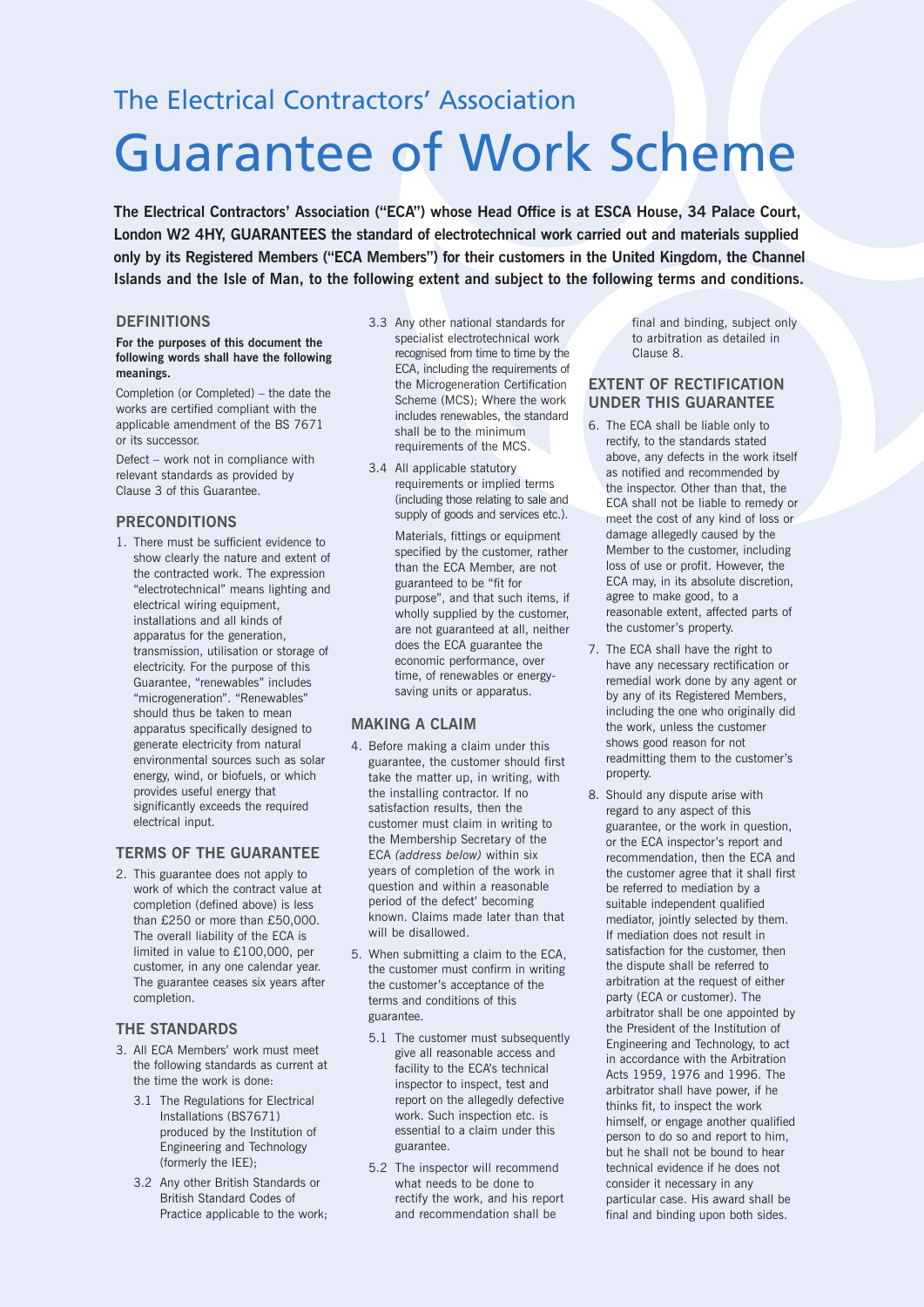## The Electrical Contractors' Association

# Guarantee of Work Scheme

**The Electrical Contractors' Association ("ECA") whose Head Office is at ESCA House, 34 Palace Court, London W2 4HY, GUARANTEES the standard of electrotechnical work carried out and materials supplied only by its Registered Members ("ECA Members") for their customers in the United Kingdom, the Channel Islands and the Isle of Man, to the following extent and subject to the following terms and conditions.**

### DEFINITIONS

**For the purposes of this document the following words shall have the following meanings.**

Completion (or Completed) – the date the works are certified compliant with the applicable amendment of the BS 7671 or its successor.

Defect – work not in compliance with relevant standards as provided by Clause 3 of this Guarantee.

### PRECONDITIONS

1. There must be sufficient evidence to show clearly the nature and extent of the contracted work. The expression "electrotechnical" means lighting and electrical wiring equipment, installations and all kinds of apparatus for the generation, transmission, utilisation or storage of electricity. For the purpose of this Guarantee, "renewables" includes "microgeneration". "Renewables" should thus be taken to mean apparatus specifically designed to generate electricity from natural environmental sources such as solar energy, wind, or biofuels, or which provides useful energy that significantly exceeds the required electrical input.

### TERMS OF THE GUARANTEE

2. This guarantee does not apply to work of which the contract value at completion (defined above) is less than £250 or more than £50,000. The overall liability of the ECA is limited in value to £100,000, per customer, in any one calendar year. The guarantee ceases six years after completion.

### THE STANDARDS

3. All ECA Members' work must meet the following standards as current at the time the work is done:
   - 3.1 The Regulations for Electrical Installations (BS7671) produced by the Institution of Engineering and Technology (formerly the IEE);
   - 3.2 Any other British Standards or British Standard Codes of Practice applicable to the work;
   - 3.3 Any other national standards for specialist electrotechnical work recognised from time to time by the ECA, including the requirements of the Microgeneration Certification Scheme (MCS); Where the work includes renewables, the standard shall be to the minimum requirements of the MCS.
   - 3.4 All applicable statutory requirements or implied terms (including those relating to sale and supply of goods and services etc.).

   Materials, fittings or equipment specified by the customer, rather than the ECA Member, are not guaranteed to be "fit for purpose", and that such items, if wholly supplied by the customer, are not guaranteed at all, neither does the ECA guarantee the economic performance, over time, of renewables or energy-saving units or apparatus.

### MAKING A CLAIM

4. Before making a claim under this guarantee, the customer should first take the matter up, in writing, with the installing contractor. If no satisfaction results, then the customer must claim in writing to the Membership Secretary of the ECA *(address below)* within six years of completion of the work in question and within a reasonable period of the defect' becoming known. Claims made later than that will be disallowed.
5. When submitting a claim to the ECA, the customer must confirm in writing the customer's acceptance of the terms and conditions of this guarantee.
   - 5.1 The customer must subsequently give all reasonable access and facility to the ECA's technical inspector to inspect, test and report on the allegedly defective work. Such inspection etc. is essential to a claim under this guarantee.
   - 5.2 The inspector will recommend what needs to be done to rectify the work, and his report and recommendation shall be final and binding, subject only to arbitration as detailed in Clause 8.

### EXTENT OF RECTIFICATION UNDER THIS GUARANTEE

6. The ECA shall be liable only to rectify, to the standards stated above, any defects in the work itself as notified and recommended by the inspector. Other than that, the ECA shall not be liable to remedy or meet the cost of any kind of loss or damage allegedly caused by the Member to the customer, including loss of use or profit. However, the ECA may, in its absolute discretion, agree to make good, to a reasonable extent, affected parts of the customer's property.
7. The ECA shall have the right to have any necessary rectification or remedial work done by any agent or by any of its Registered Members, including the one who originally did the work, unless the customer shows good reason for not readmitting them to the customer's property.
8. Should any dispute arise with regard to any aspect of this guarantee, or the work in question, or the ECA inspector's report and recommendation, then the ECA and the customer agree that it shall first be referred to mediation by a suitable independent qualified mediator, jointly selected by them. If mediation does not result in satisfaction for the customer, then the dispute shall be referred to arbitration at the request of either party (ECA or customer). The arbitrator shall be one appointed by the President of the Institution of Engineering and Technology, to act in accordance with the Arbitration Acts 1959, 1976 and 1996. The arbitrator shall have power, if he thinks fit, to inspect the work himself, or engage another qualified person to do so and report to him, but he shall not be bound to hear technical evidence if he does not consider it necessary in any particular case. His award shall be final and binding upon both sides.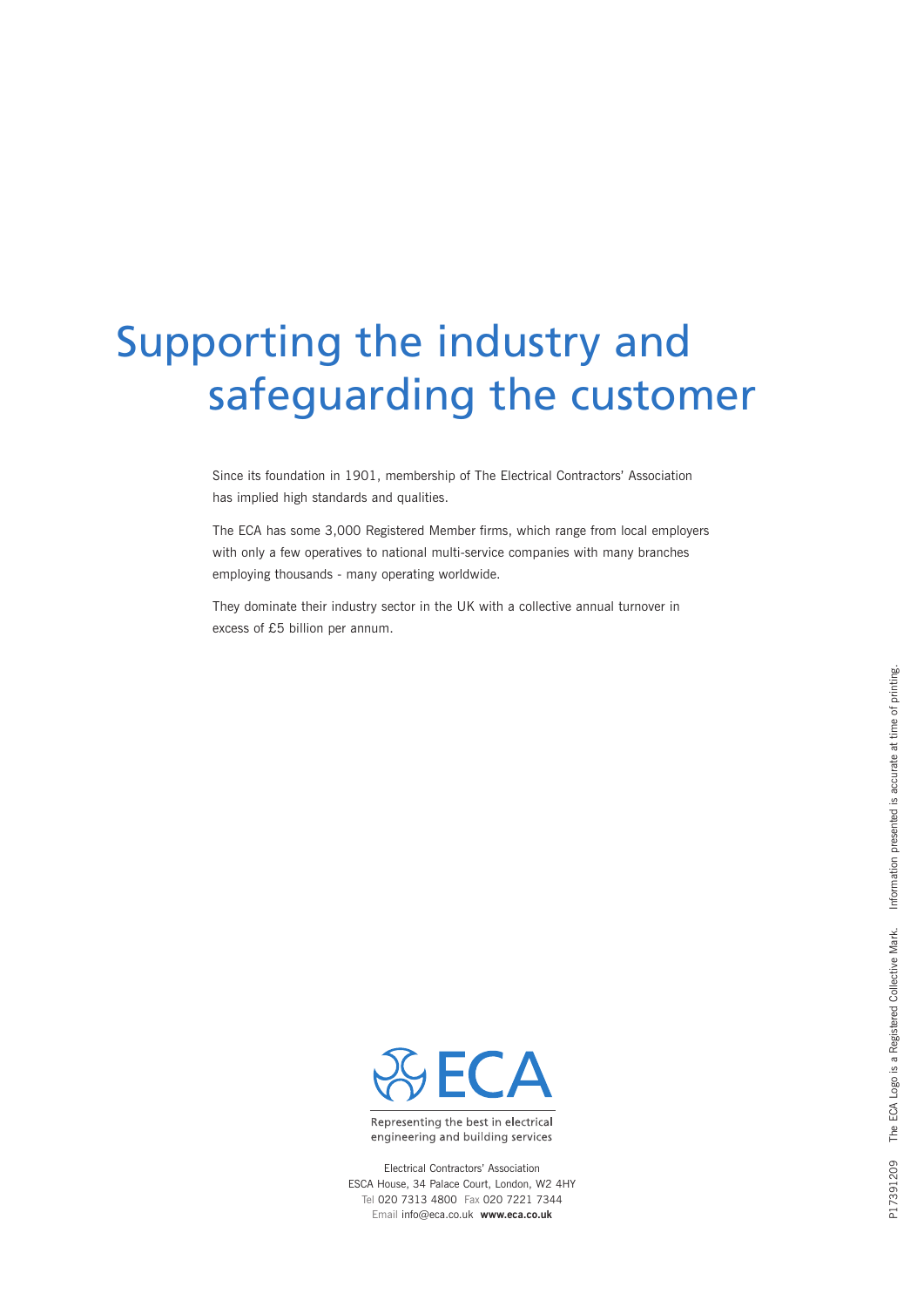# Supporting the industry and safeguarding the customer

Since its foundation in 1901, membership of The Electrical Contractors' Association has implied high standards and qualities.

The ECA has some 3,000 Registered Member firms, which range from local employers with only a few operatives to national multi-service companies with many branches employing thousands - many operating worldwide.

They dominate their industry sector in the UK with a collective annual turnover in excess of £5 billion per annum.

ECA

Representing the best in electrical engineering and building services

Electrical Contractors' Association
ESCA House, 34 Palace Court, London, W2 4HY
Tel 020 7313 4800 Fax 020 7221 7344
Email info@eca.co.uk **www.eca.co.uk**

P17391209 The ECA Logo is a Registered Collective Mark. Information presented is accurate at time of printing.